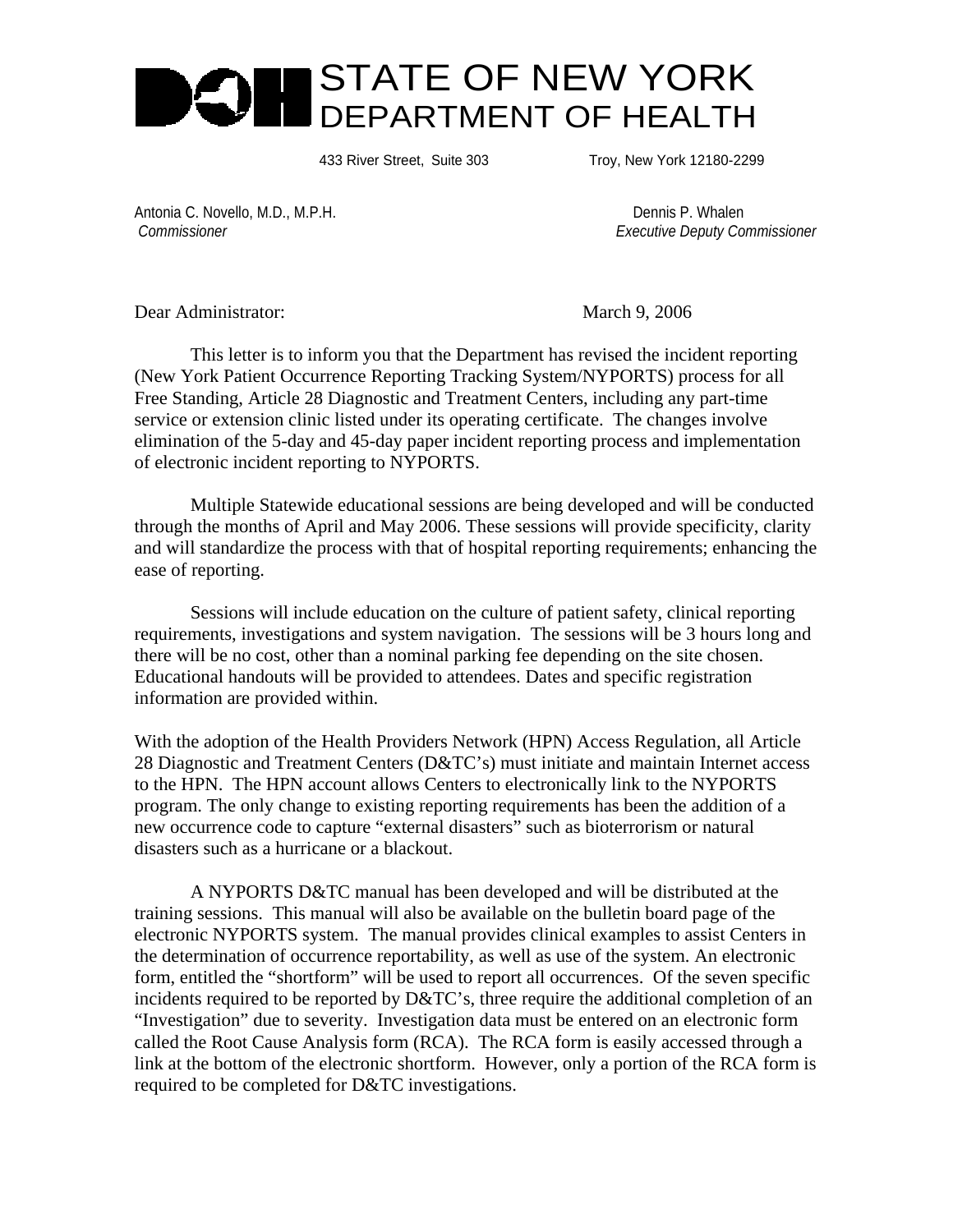# STATE OF NEW YORK
## DEPARTMENT OF HEALTH

433 River Street, Suite 303    Troy, New York 12180-2299

Antonia C. Novello, M.D., M.P.H.
*Commissioner*

Dennis P. Whalen
*Executive Deputy Commissioner*

Dear Administrator:    March 9, 2006

This letter is to inform you that the Department has revised the incident reporting (New York Patient Occurrence Reporting Tracking System/NYPORTS) process for all Free Standing, Article 28 Diagnostic and Treatment Centers, including any part-time service or extension clinic listed under its operating certificate. The changes involve elimination of the 5-day and 45-day paper incident reporting process and implementation of electronic incident reporting to NYPORTS.

Multiple Statewide educational sessions are being developed and will be conducted through the months of April and May 2006. These sessions will provide specificity, clarity and will standardize the process with that of hospital reporting requirements; enhancing the ease of reporting.

Sessions will include education on the culture of patient safety, clinical reporting requirements, investigations and system navigation. The sessions will be 3 hours long and there will be no cost, other than a nominal parking fee depending on the site chosen. Educational handouts will be provided to attendees. Dates and specific registration information are provided within.

With the adoption of the Health Providers Network (HPN) Access Regulation, all Article 28 Diagnostic and Treatment Centers (D&TC's) must initiate and maintain Internet access to the HPN. The HPN account allows Centers to electronically link to the NYPORTS program. The only change to existing reporting requirements has been the addition of a new occurrence code to capture "external disasters" such as bioterrorism or natural disasters such as a hurricane or a blackout.

A NYPORTS D&TC manual has been developed and will be distributed at the training sessions. This manual will also be available on the bulletin board page of the electronic NYPORTS system. The manual provides clinical examples to assist Centers in the determination of occurrence reportability, as well as use of the system. An electronic form, entitled the "shortform" will be used to report all occurrences. Of the seven specific incidents required to be reported by D&TC's, three require the additional completion of an "Investigation" due to severity. Investigation data must be entered on an electronic form called the Root Cause Analysis form (RCA). The RCA form is easily accessed through a link at the bottom of the electronic shortform. However, only a portion of the RCA form is required to be completed for D&TC investigations.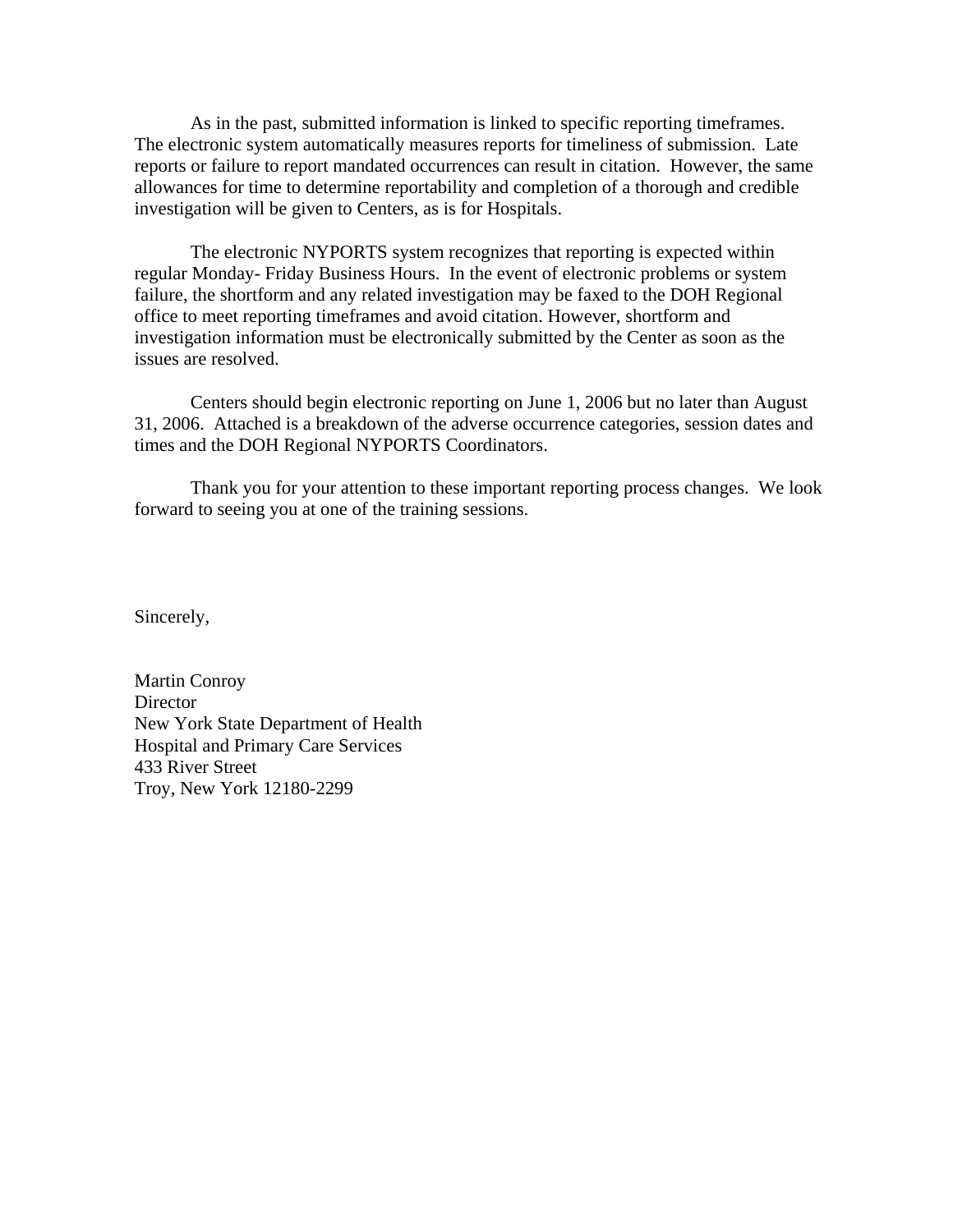As in the past, submitted information is linked to specific reporting timeframes. The electronic system automatically measures reports for timeliness of submission. Late reports or failure to report mandated occurrences can result in citation. However, the same allowances for time to determine reportability and completion of a thorough and credible investigation will be given to Centers, as is for Hospitals.

The electronic NYPORTS system recognizes that reporting is expected within regular Monday- Friday Business Hours. In the event of electronic problems or system failure, the shortform and any related investigation may be faxed to the DOH Regional office to meet reporting timeframes and avoid citation. However, shortform and investigation information must be electronically submitted by the Center as soon as the issues are resolved.

Centers should begin electronic reporting on June 1, 2006 but no later than August 31, 2006. Attached is a breakdown of the adverse occurrence categories, session dates and times and the DOH Regional NYPORTS Coordinators.

Thank you for your attention to these important reporting process changes. We look forward to seeing you at one of the training sessions.

Sincerely,

Martin Conroy
Director
New York State Department of Health
Hospital and Primary Care Services
433 River Street
Troy, New York 12180-2299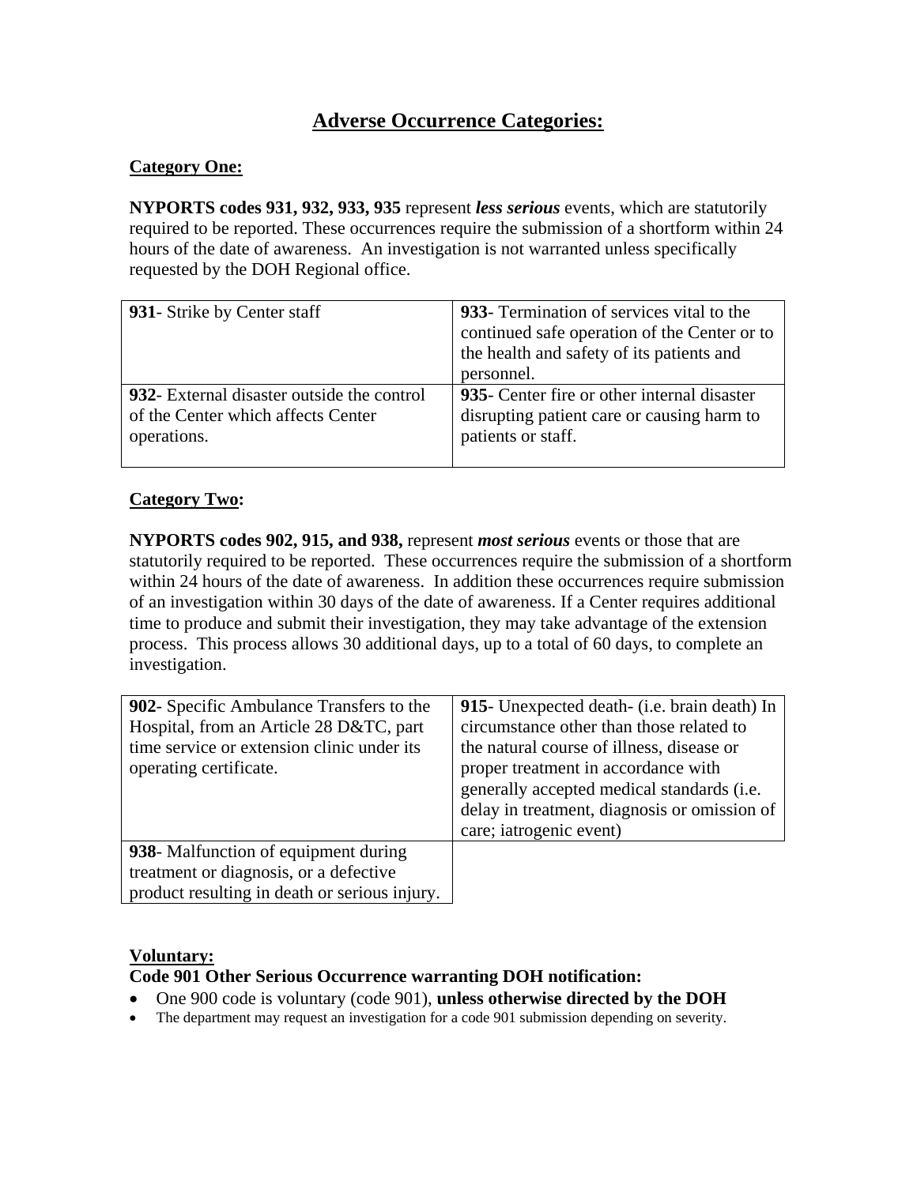# Adverse Occurrence Categories:

**Category One:**

**NYPORTS codes 931, 932, 933, 935** represent ***less serious*** events, which are statutorily required to be reported. These occurrences require the submission of a shortform within 24 hours of the date of awareness. An investigation is not warranted unless specifically requested by the DOH Regional office.

| | |
|---|---|
| **931**- Strike by Center staff | **933**- Termination of services vital to the continued safe operation of the Center or to the health and safety of its patients and personnel. |
| **932**- External disaster outside the control of the Center which affects Center operations. | **935**- Center fire or other internal disaster disrupting patient care or causing harm to patients or staff. |

**Category Two:**

**NYPORTS codes 902, 915, and 938,** represent ***most serious*** events or those that are statutorily required to be reported. These occurrences require the submission of a shortform within 24 hours of the date of awareness. In addition these occurrences require submission of an investigation within 30 days of the date of awareness. If a Center requires additional time to produce and submit their investigation, they may take advantage of the extension process. This process allows 30 additional days, up to a total of 60 days, to complete an investigation.

| | |
|---|---|
| **902**- Specific Ambulance Transfers to the Hospital, from an Article 28 D&TC, part time service or extension clinic under its operating certificate. | **915**- Unexpected death- (i.e. brain death) In circumstance other than those related to the natural course of illness, disease or proper treatment in accordance with generally accepted medical standards (i.e. delay in treatment, diagnosis or omission of care; iatrogenic event) |
| **938**- Malfunction of equipment during treatment or diagnosis, or a defective product resulting in death or serious injury. | |

**Voluntary:**

**Code 901 Other Serious Occurrence warranting DOH notification:**

- One 900 code is voluntary (code 901), **unless otherwise directed by the DOH**
- The department may request an investigation for a code 901 submission depending on severity.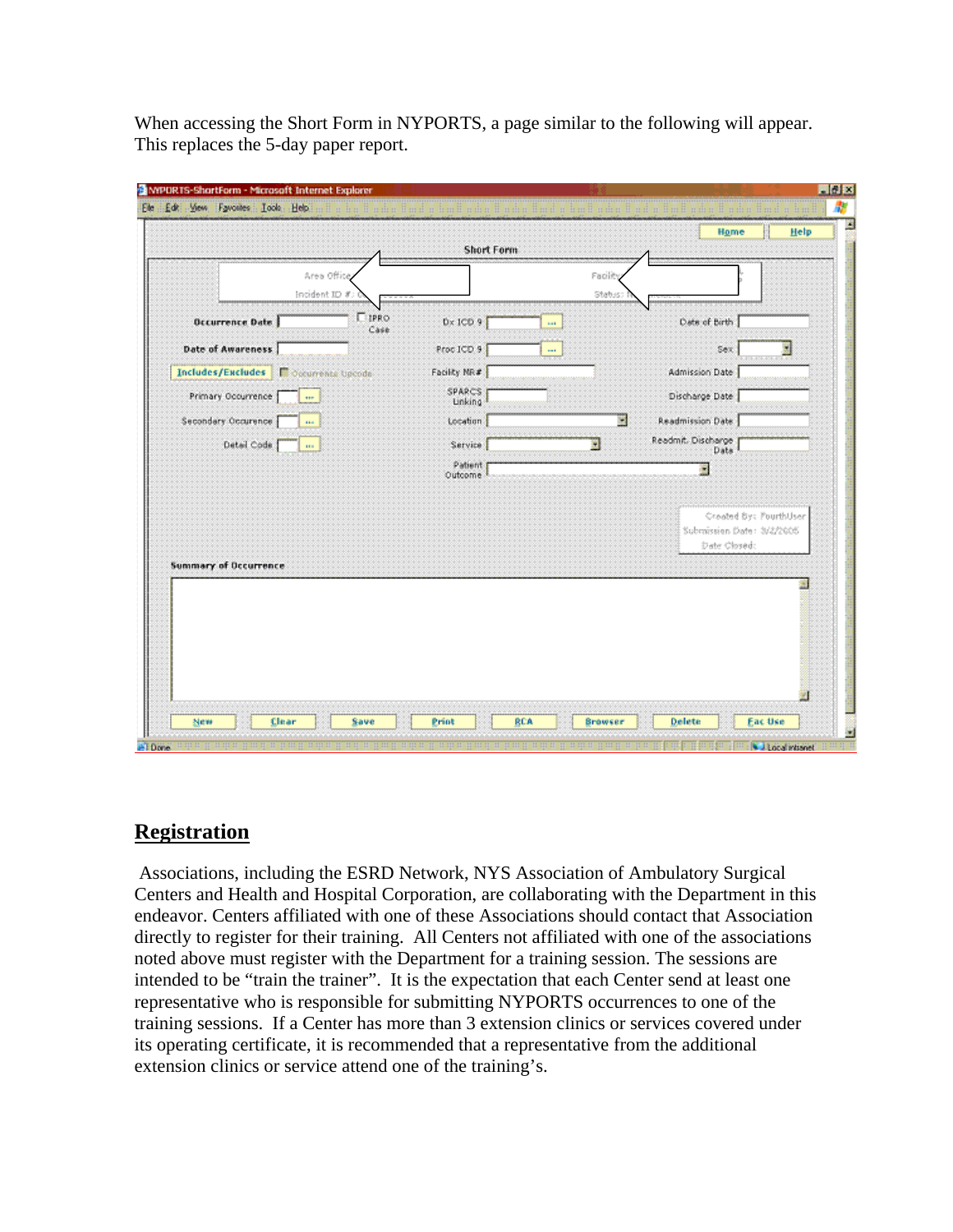When accessing the Short Form in NYPORTS, a page similar to the following will appear. This replaces the 5-day paper report.

## Registration

Associations, including the ESRD Network, NYS Association of Ambulatory Surgical Centers and Health and Hospital Corporation, are collaborating with the Department in this endeavor. Centers affiliated with one of these Associations should contact that Association directly to register for their training. All Centers not affiliated with one of the associations noted above must register with the Department for a training session. The sessions are intended to be "train the trainer". It is the expectation that each Center send at least one representative who is responsible for submitting NYPORTS occurrences to one of the training sessions. If a Center has more than 3 extension clinics or services covered under its operating certificate, it is recommended that a representative from the additional extension clinics or service attend one of the training's.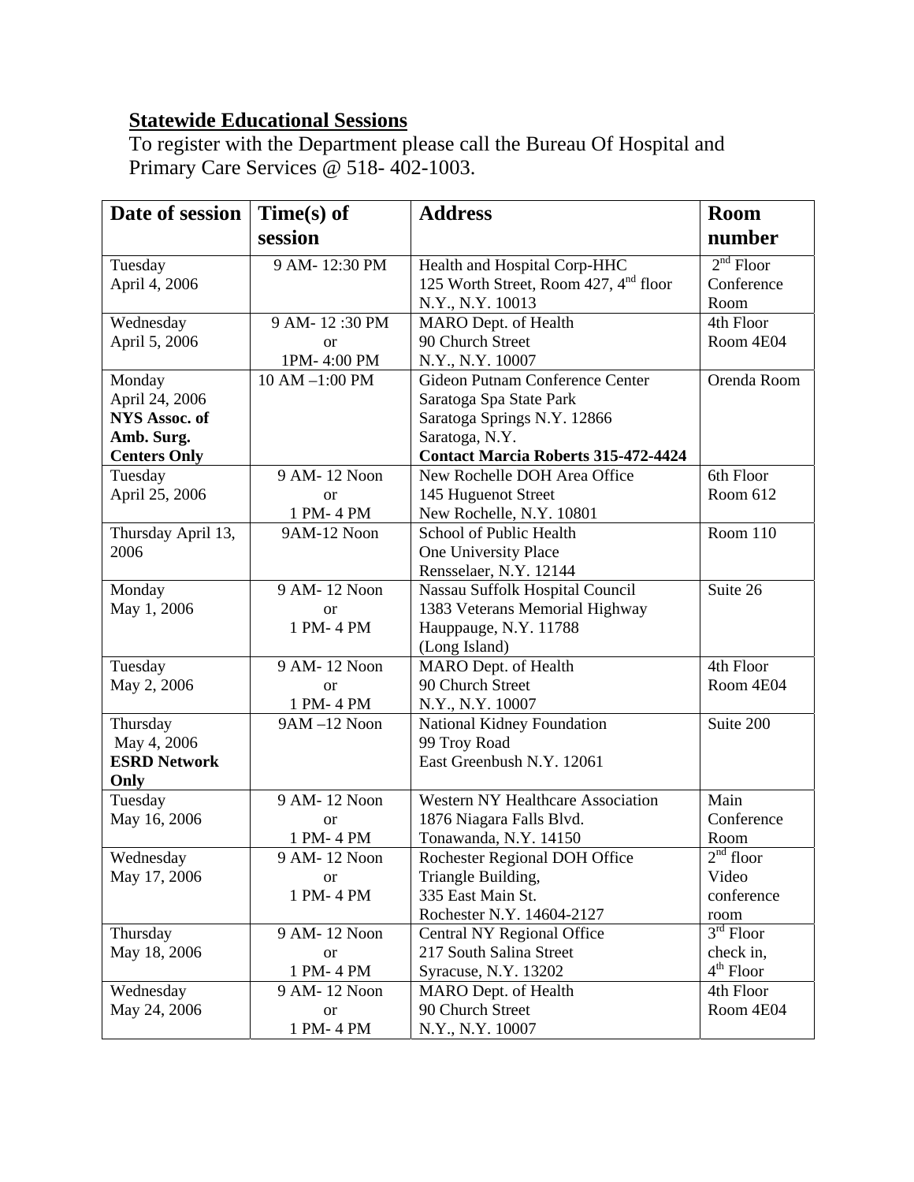## Statewide Educational Sessions

To register with the Department please call the Bureau Of Hospital and Primary Care Services @ 518- 402-1003.

| Date of session | Time(s) of session | Address | Room number |
|---|---|---|---|
| Tuesday<br>April 4, 2006 | 9 AM- 12:30 PM | Health and Hospital Corp-HHC<br>125 Worth Street, Room 427, 4th floor<br>N.Y., N.Y. 10013 | 2nd Floor Conference Room |
| Wednesday<br>April 5, 2006 | 9 AM- 12 :30 PM<br>or<br>1PM- 4:00 PM | MARO Dept. of Health<br>90 Church Street<br>N.Y., N.Y. 10007 | 4th Floor<br>Room 4E04 |
| Monday<br>April 24, 2006<br>**NYS Assoc. of Amb. Surg. Centers Only** | 10 AM –1:00 PM | Gideon Putnam Conference Center<br>Saratoga Spa State Park<br>Saratoga Springs N.Y. 12866<br>Saratoga, N.Y.<br>**Contact Marcia Roberts 315-472-4424** | Orenda Room |
| Tuesday<br>April 25, 2006 | 9 AM- 12 Noon<br>or<br>1 PM- 4 PM | New Rochelle DOH Area Office<br>145 Huguenot Street<br>New Rochelle, N.Y. 10801 | 6th Floor<br>Room 612 |
| Thursday April 13, 2006 | 9AM-12 Noon | School of Public Health<br>One University Place<br>Rensselaer, N.Y. 12144 | Room 110 |
| Monday<br>May 1, 2006 | 9 AM- 12 Noon<br>or<br>1 PM- 4 PM | Nassau Suffolk Hospital Council<br>1383 Veterans Memorial Highway<br>Hauppauge, N.Y. 11788<br>(Long Island) | Suite 26 |
| Tuesday<br>May 2, 2006 | 9 AM- 12 Noon<br>or<br>1 PM- 4 PM | MARO Dept. of Health<br>90 Church Street<br>N.Y., N.Y. 10007 | 4th Floor<br>Room 4E04 |
| Thursday<br>May 4, 2006<br>**ESRD Network Only** | 9AM –12 Noon | National Kidney Foundation<br>99 Troy Road<br>East Greenbush N.Y. 12061 | Suite 200 |
| Tuesday<br>May 16, 2006 | 9 AM- 12 Noon<br>or<br>1 PM- 4 PM | Western NY Healthcare Association<br>1876 Niagara Falls Blvd.<br>Tonawanda, N.Y. 14150 | Main Conference Room |
| Wednesday<br>May 17, 2006 | 9 AM- 12 Noon<br>or<br>1 PM- 4 PM | Rochester Regional DOH Office<br>Triangle Building,<br>335 East Main St.<br>Rochester N.Y. 14604-2127 | 2nd floor Video conference room |
| Thursday<br>May 18, 2006 | 9 AM- 12 Noon<br>or<br>1 PM- 4 PM | Central NY Regional Office<br>217 South Salina Street<br>Syracuse, N.Y. 13202 | 3rd Floor check in, 4th Floor |
| Wednesday<br>May 24, 2006 | 9 AM- 12 Noon<br>or<br>1 PM- 4 PM | MARO Dept. of Health<br>90 Church Street<br>N.Y., N.Y. 10007 | 4th Floor<br>Room 4E04 |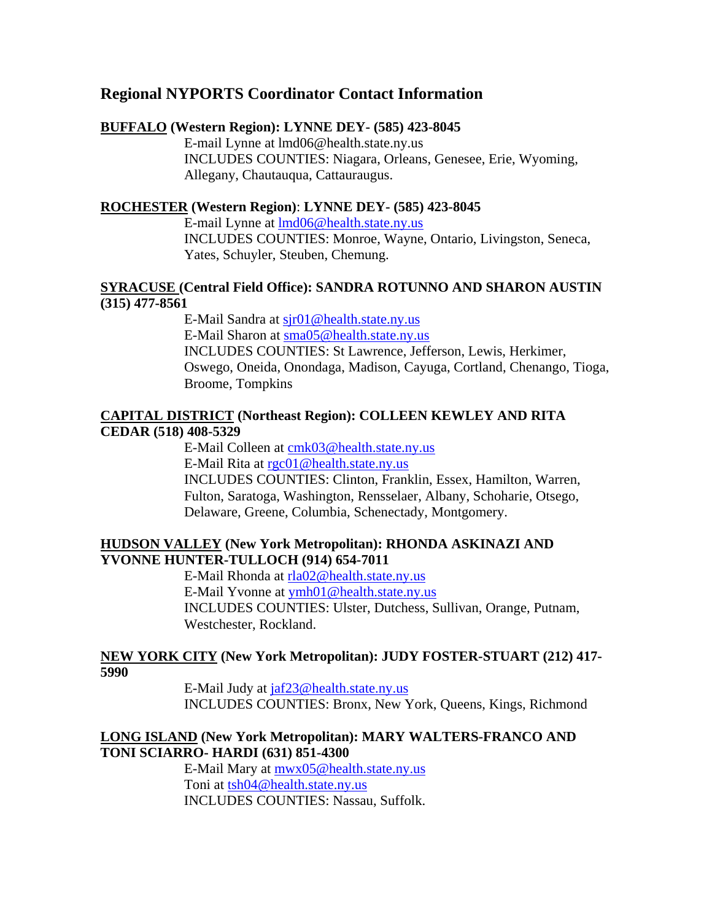## Regional NYPORTS Coordinator Contact Information

**BUFFALO (Western Region): LYNNE DEY- (585) 423-8045**

E-mail Lynne at lmd06@health.state.ny.us
INCLUDES COUNTIES: Niagara, Orleans, Genesee, Erie, Wyoming, Allegany, Chautauqua, Cattauragus.

**ROCHESTER (Western Region): LYNNE DEY- (585) 423-8045**

E-mail Lynne at lmd06@health.state.ny.us
INCLUDES COUNTIES: Monroe, Wayne, Ontario, Livingston, Seneca, Yates, Schuyler, Steuben, Chemung.

**SYRACUSE (Central Field Office): SANDRA ROTUNNO AND SHARON AUSTIN (315) 477-8561**

E-Mail Sandra at sjr01@health.state.ny.us
E-Mail Sharon at sma05@health.state.ny.us
INCLUDES COUNTIES: St Lawrence, Jefferson, Lewis, Herkimer, Oswego, Oneida, Onondaga, Madison, Cayuga, Cortland, Chenango, Tioga, Broome, Tompkins

**CAPITAL DISTRICT (Northeast Region): COLLEEN KEWLEY AND RITA CEDAR (518) 408-5329**

E-Mail Colleen at cmk03@health.state.ny.us
E-Mail Rita at rgc01@health.state.ny.us
INCLUDES COUNTIES: Clinton, Franklin, Essex, Hamilton, Warren, Fulton, Saratoga, Washington, Rensselaer, Albany, Schoharie, Otsego, Delaware, Greene, Columbia, Schenectady, Montgomery.

**HUDSON VALLEY (New York Metropolitan): RHONDA ASKINAZI AND YVONNE HUNTER-TULLOCH (914) 654-7011**

E-Mail Rhonda at rla02@health.state.ny.us
E-Mail Yvonne at ymh01@health.state.ny.us
INCLUDES COUNTIES: Ulster, Dutchess, Sullivan, Orange, Putnam, Westchester, Rockland.

**NEW YORK CITY (New York Metropolitan): JUDY FOSTER-STUART (212) 417-5990**

E-Mail Judy at jaf23@health.state.ny.us
INCLUDES COUNTIES: Bronx, New York, Queens, Kings, Richmond

**LONG ISLAND (New York Metropolitan): MARY WALTERS-FRANCO AND TONI SCIARRO- HARDI (631) 851-4300**

E-Mail Mary at mwx05@health.state.ny.us
Toni at tsh04@health.state.ny.us
INCLUDES COUNTIES: Nassau, Suffolk.